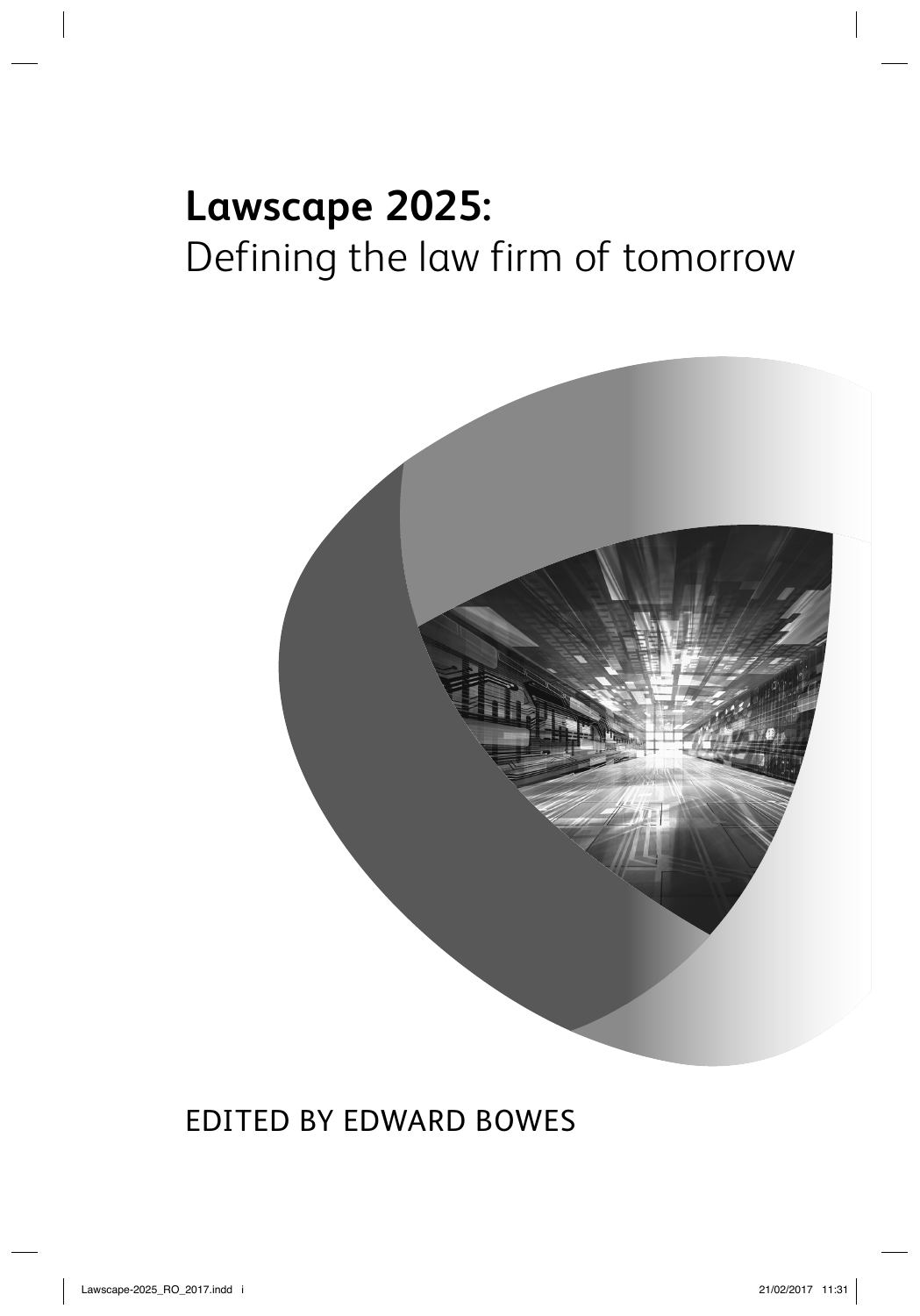# **Lawscape 2025:**
Defining the law firm of tomorrow

EDITED BY EDWARD BOWES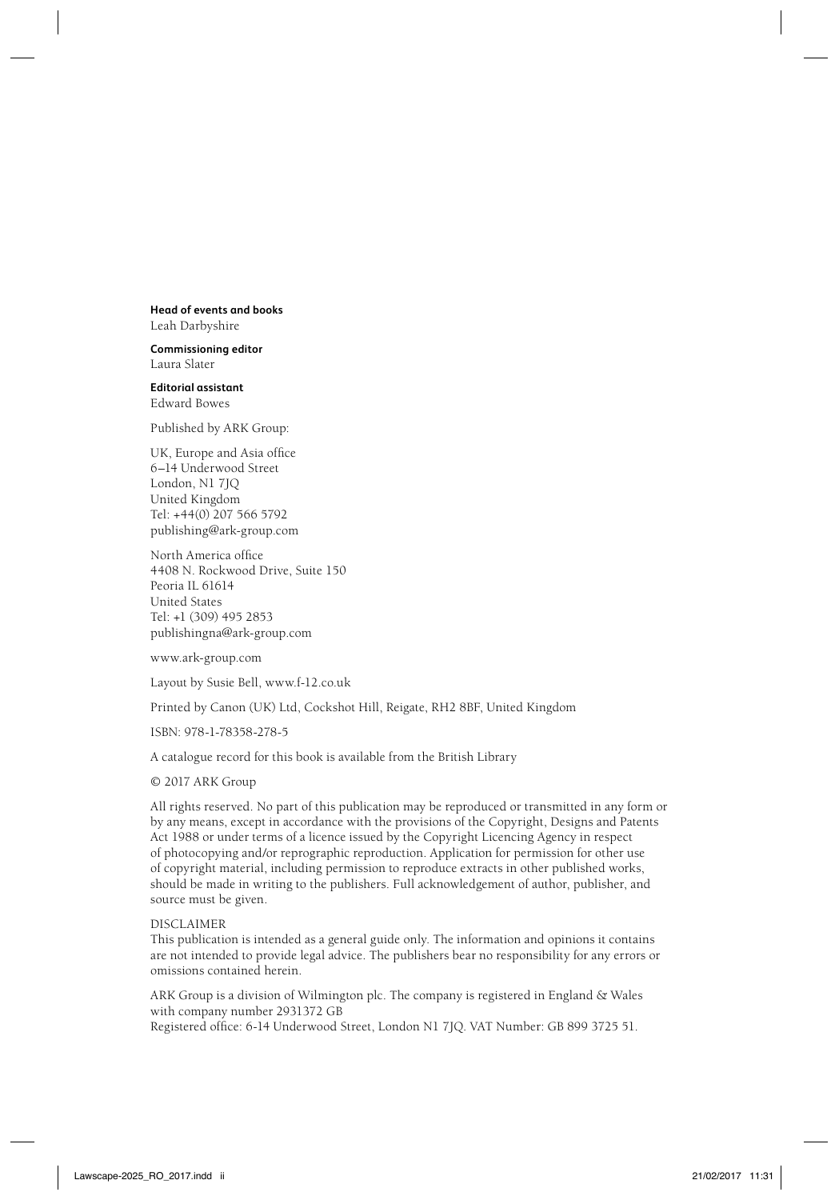**Head of events and books**
Leah Darbyshire

**Commissioning editor**
Laura Slater

**Editorial assistant**
Edward Bowes

Published by ARK Group:

UK, Europe and Asia office
6–14 Underwood Street
London, N1 7JQ
United Kingdom
Tel: +44(0) 207 566 5792
publishing@ark-group.com

North America office
4408 N. Rockwood Drive, Suite 150
Peoria IL 61614
United States
Tel: +1 (309) 495 2853
publishingna@ark-group.com

www.ark-group.com

Layout by Susie Bell, www.f-12.co.uk

Printed by Canon (UK) Ltd, Cockshot Hill, Reigate, RH2 8BF, United Kingdom

ISBN: 978-1-78358-278-5

A catalogue record for this book is available from the British Library

© 2017 ARK Group

All rights reserved. No part of this publication may be reproduced or transmitted in any form or by any means, except in accordance with the provisions of the Copyright, Designs and Patents Act 1988 or under terms of a licence issued by the Copyright Licencing Agency in respect of photocopying and/or reprographic reproduction. Application for permission for other use of copyright material, including permission to reproduce extracts in other published works, should be made in writing to the publishers. Full acknowledgement of author, publisher, and source must be given.

DISCLAIMER
This publication is intended as a general guide only. The information and opinions it contains are not intended to provide legal advice. The publishers bear no responsibility for any errors or omissions contained herein.

ARK Group is a division of Wilmington plc. The company is registered in England & Wales with company number 2931372 GB
Registered office: 6-14 Underwood Street, London N1 7JQ. VAT Number: GB 899 3725 51.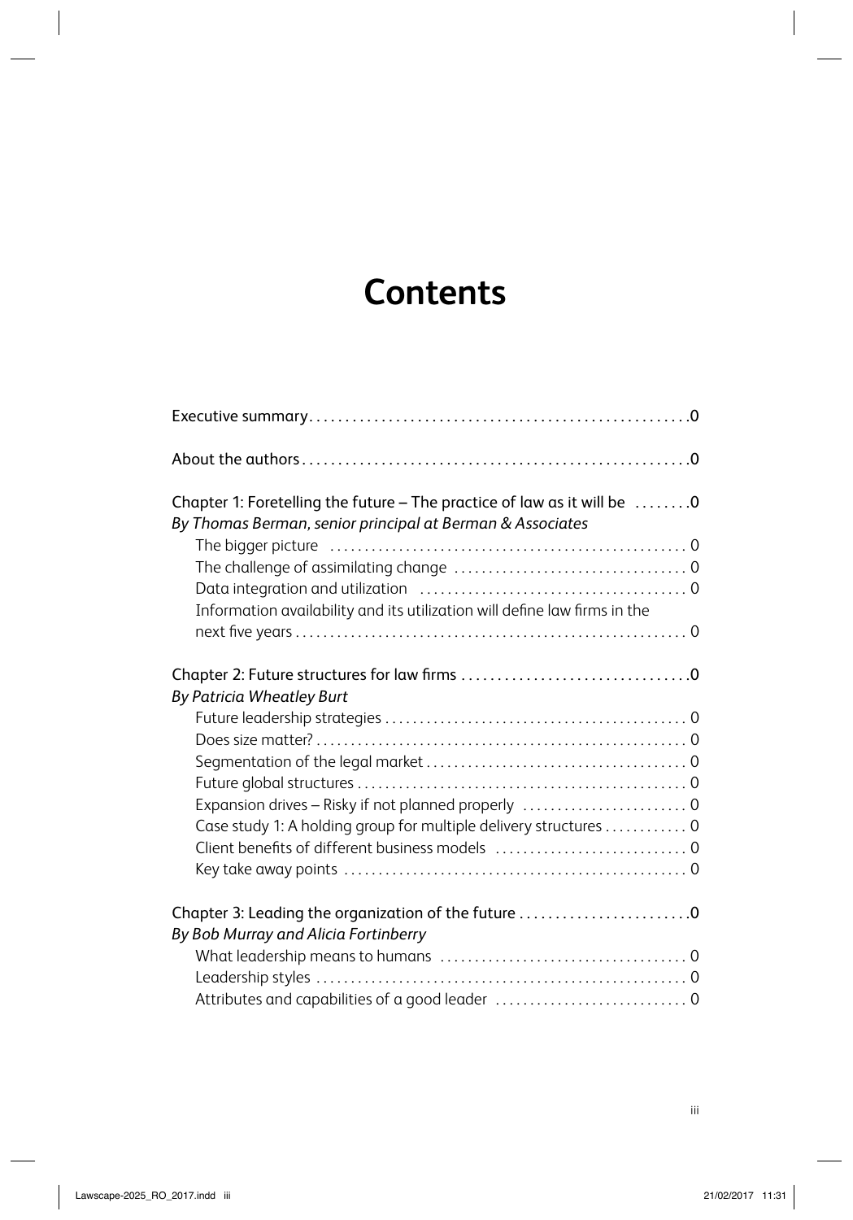# Contents

| | |
|---|---|
| Executive summary | 0 |
| About the authors | 0 |
| Chapter 1: Foretelling the future – The practice of law as it will be | 0 |
| *By Thomas Berman, senior principal at Berman & Associates* | |
| The bigger picture | 0 |
| The challenge of assimilating change | 0 |
| Data integration and utilization | 0 |
| Information availability and its utilization will define law firms in the next five years | 0 |
| Chapter 2: Future structures for law firms | 0 |
| *By Patricia Wheatley Burt* | |
| Future leadership strategies | 0 |
| Does size matter? | 0 |
| Segmentation of the legal market | 0 |
| Future global structures | 0 |
| Expansion drives – Risky if not planned properly | 0 |
| Case study 1: A holding group for multiple delivery structures | 0 |
| Client benefits of different business models | 0 |
| Key take away points | 0 |
| Chapter 3: Leading the organization of the future | 0 |
| *By Bob Murray and Alicia Fortinberry* | |
| What leadership means to humans | 0 |
| Leadership styles | 0 |
| Attributes and capabilities of a good leader | 0 |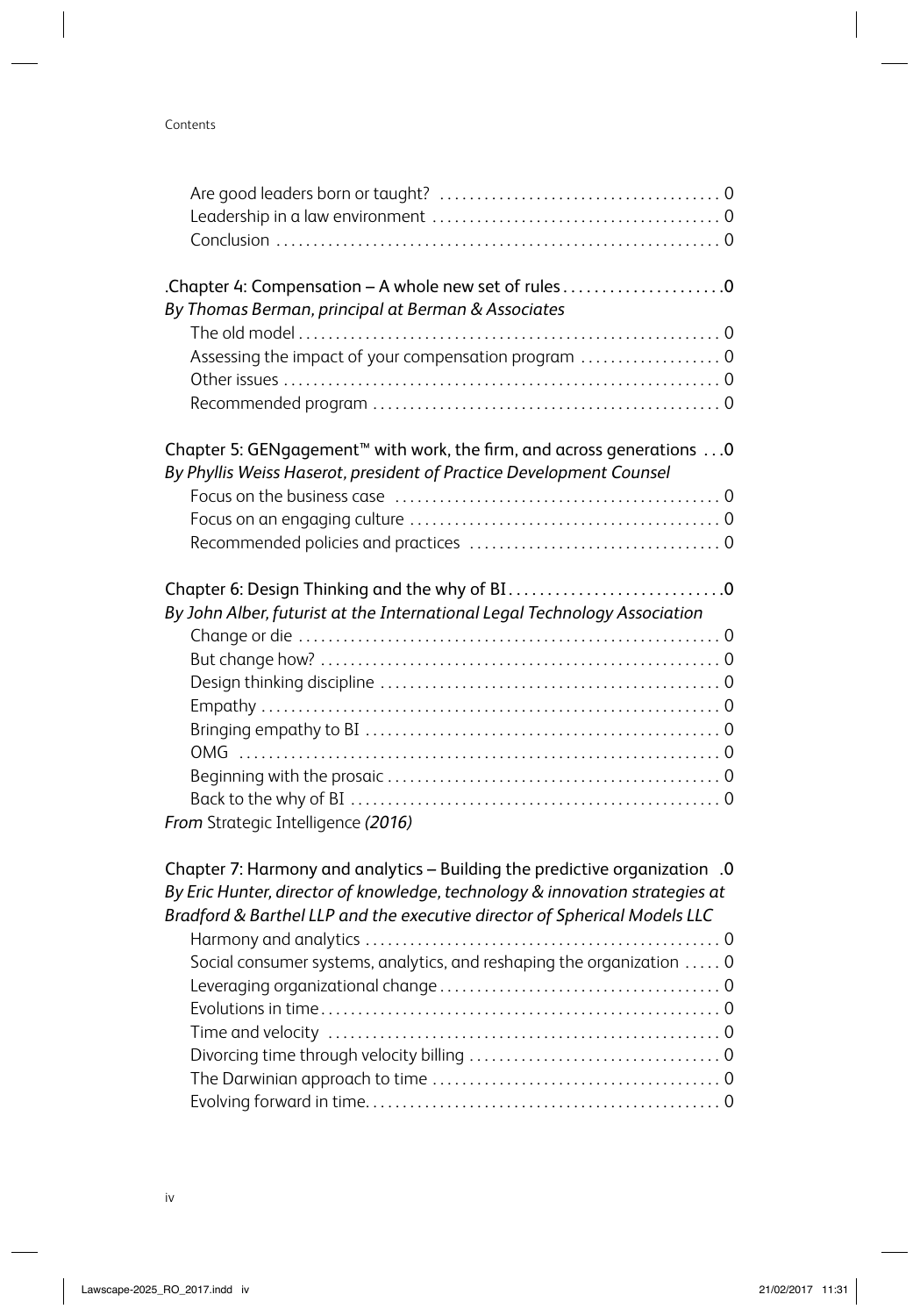Are good leaders born or taught? ..................................... 0
Leadership in a law environment ..................................... 0
Conclusion ........................................................... 0

.Chapter 4: Compensation – A whole new set of rules ....................0
*By Thomas Berman, principal at Berman & Associates*
The old model ........................................................ 0
Assessing the impact of your compensation program .................. 0
Other issues .......................................................... 0
Recommended program .............................................. 0

Chapter 5: GENgagement™ with work, the firm, and across generations ...0
*By Phyllis Weiss Haserot, president of Practice Development Counsel*
Focus on the business case ........................................... 0
Focus on an engaging culture ......................................... 0
Recommended policies and practices .................................. 0

Chapter 6: Design Thinking and the why of BI ............................0
*By John Alber, futurist at the International Legal Technology Association*
Change or die ........................................................ 0
But change how? ..................................................... 0
Design thinking discipline ............................................. 0
Empathy ............................................................. 0
Bringing empathy to BI ............................................... 0
OMG ................................................................. 0
Beginning with the prosaic ............................................ 0
Back to the why of BI ................................................. 0
*From* Strategic Intelligence *(2016)*

Chapter 7: Harmony and analytics – Building the predictive organization .0
*By Eric Hunter, director of knowledge, technology & innovation strategies at Bradford & Barthel LLP and the executive director of Spherical Models LLC*
Harmony and analytics ............................................... 0
Social consumer systems, analytics, and reshaping the organization ..... 0
Leveraging organizational change ..................................... 0
Evolutions in time ..................................................... 0
Time and velocity .................................................... 0
Divorcing time through velocity billing ................................. 0
The Darwinian approach to time ....................................... 0
Evolving forward in time. .............................................. 0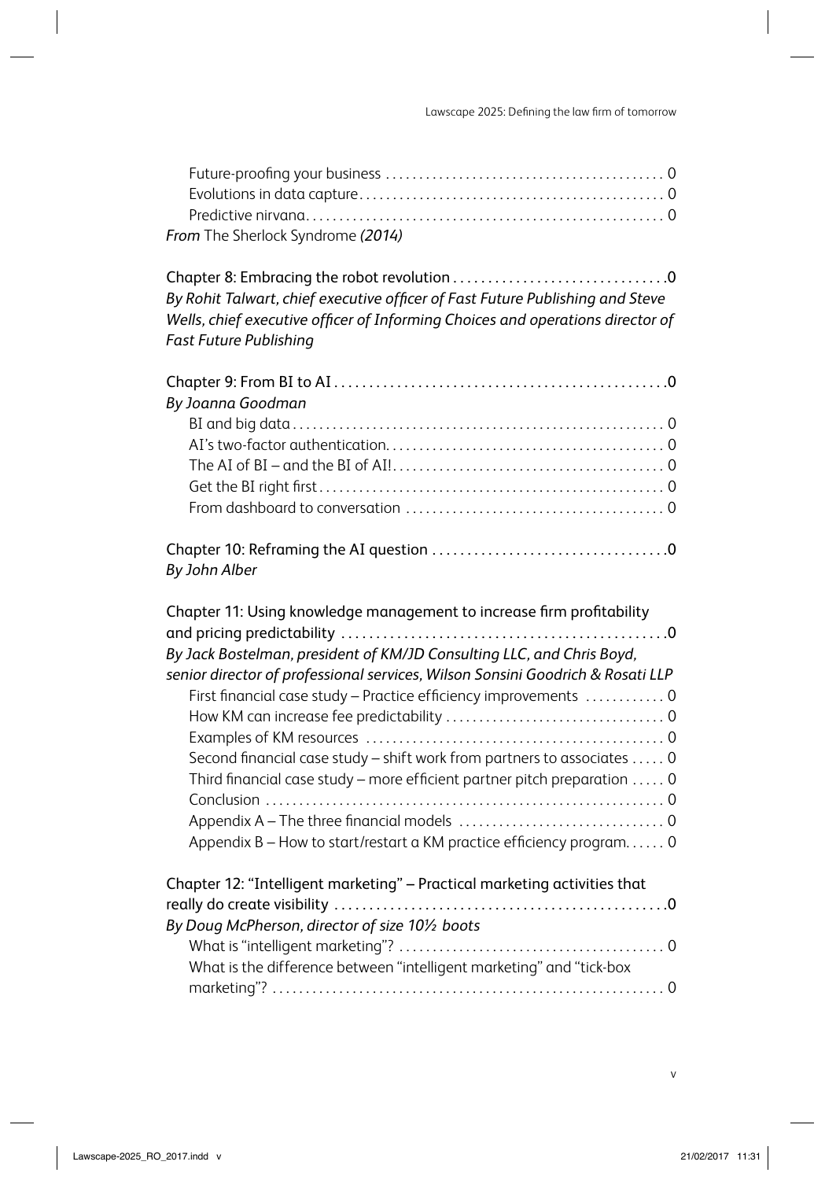Future-proofing your business . . . . . . . . . . . . . . . . . . . . . . . . . . . . . . . . . . . . . . . . . 0
Evolutions in data capture . . . . . . . . . . . . . . . . . . . . . . . . . . . . . . . . . . . . . . . . . . . . 0
Predictive nirvana . . . . . . . . . . . . . . . . . . . . . . . . . . . . . . . . . . . . . . . . . . . . . . . . . . . . 0

*From* The Sherlock Syndrome *(2014)*

Chapter 8: Embracing the robot revolution . . . . . . . . . . . . . . . . . . . . . . . . . . . . . . . 0
*By Rohit Talwart, chief executive officer of Fast Future Publishing and Steve Wells, chief executive officer of Informing Choices and operations director of Fast Future Publishing*

Chapter 9: From BI to AI . . . . . . . . . . . . . . . . . . . . . . . . . . . . . . . . . . . . . . . . . . . . . . . . 0
*By Joanna Goodman*

BI and big data . . . . . . . . . . . . . . . . . . . . . . . . . . . . . . . . . . . . . . . . . . . . . . . . . . . . . . 0
AI's two-factor authentication . . . . . . . . . . . . . . . . . . . . . . . . . . . . . . . . . . . . . . . . . 0
The AI of BI – and the BI of AI! . . . . . . . . . . . . . . . . . . . . . . . . . . . . . . . . . . . . . . . . 0
Get the BI right first . . . . . . . . . . . . . . . . . . . . . . . . . . . . . . . . . . . . . . . . . . . . . . . . . . . 0
From dashboard to conversation . . . . . . . . . . . . . . . . . . . . . . . . . . . . . . . . . . . . . . 0

Chapter 10: Reframing the AI question . . . . . . . . . . . . . . . . . . . . . . . . . . . . . . . . . 0
*By John Alber*

Chapter 11: Using knowledge management to increase firm profitability and pricing predictability . . . . . . . . . . . . . . . . . . . . . . . . . . . . . . . . . . . . . . . . . . . . . . 0
*By Jack Bostelman, president of KM/JD Consulting LLC, and Chris Boyd, senior director of professional services, Wilson Sonsini Goodrich & Rosati LLP*

First financial case study – Practice efficiency improvements . . . . . . . . . . . . 0
How KM can increase fee predictability . . . . . . . . . . . . . . . . . . . . . . . . . . . . . . . . 0
Examples of KM resources . . . . . . . . . . . . . . . . . . . . . . . . . . . . . . . . . . . . . . . . . . . . 0
Second financial case study – shift work from partners to associates . . . . . 0
Third financial case study – more efficient partner pitch preparation . . . . . 0
Conclusion . . . . . . . . . . . . . . . . . . . . . . . . . . . . . . . . . . . . . . . . . . . . . . . . . . . . . . . . . . . 0
Appendix A – The three financial models . . . . . . . . . . . . . . . . . . . . . . . . . . . . . . 0
Appendix B – How to start/restart a KM practice efficiency program . . . . . . 0

Chapter 12: "Intelligent marketing" – Practical marketing activities that really do create visibility . . . . . . . . . . . . . . . . . . . . . . . . . . . . . . . . . . . . . . . . . . . . . . . . 0
*By Doug McPherson, director of size 10½ boots*

What is "intelligent marketing"? . . . . . . . . . . . . . . . . . . . . . . . . . . . . . . . . . . . . . . . 0
What is the difference between "intelligent marketing" and "tick-box marketing"? . . . . . . . . . . . . . . . . . . . . . . . . . . . . . . . . . . . . . . . . . . . . . . . . . . . . . . . . . 0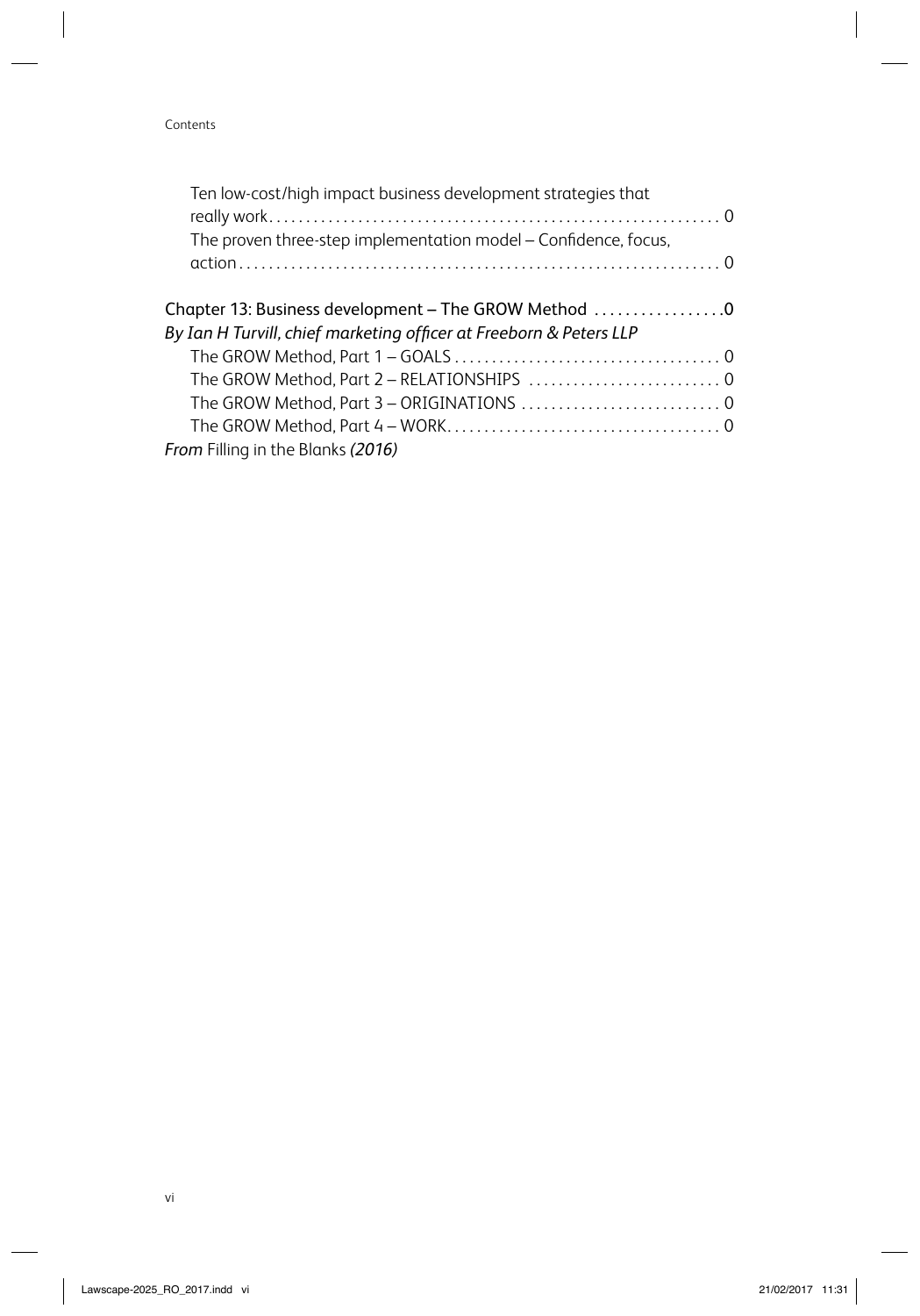Ten low-cost/high impact business development strategies that really work . . . . . . . . . . 0

The proven three-step implementation model – Confidence, focus, action . . . . . . . . . . 0

**Chapter 13: Business development – The GROW Method . . . . . . . . . . 0**

*By Ian H Turvill, chief marketing officer at Freeborn & Peters LLP*

The GROW Method, Part 1 – GOALS . . . . . . . . . . 0

The GROW Method, Part 2 – RELATIONSHIPS . . . . . . . . . . 0

The GROW Method, Part 3 – ORIGINATIONS . . . . . . . . . . 0

The GROW Method, Part 4 – WORK . . . . . . . . . . 0

*From* Filling in the Blanks *(2016)*